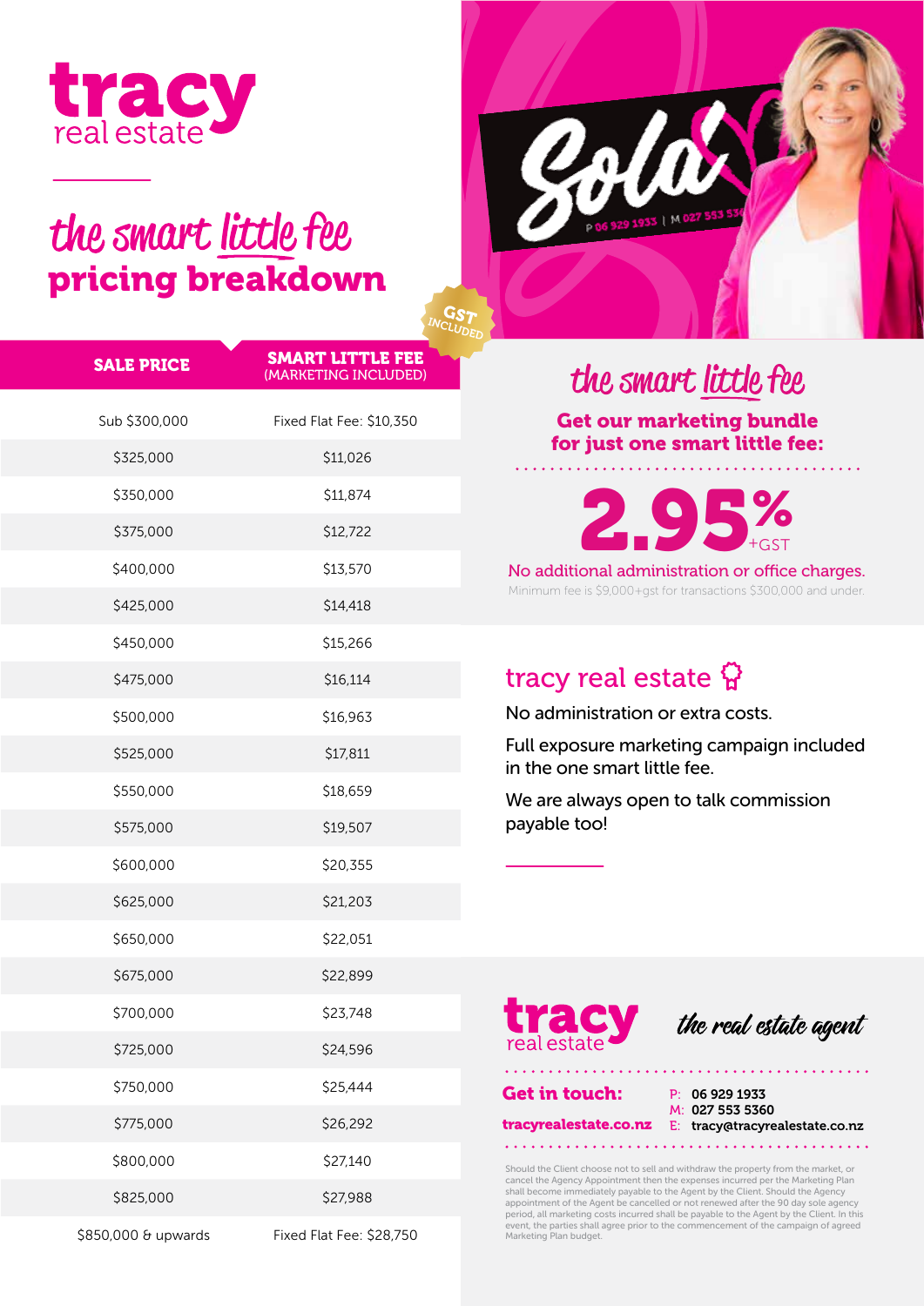# tracy real estate

## the smart little fee pricing breakdown

GST INCLUDED

| SALE PRICE | SMART LITTLE FEE (MARKETING INCLUDED) |
|---|---|
| Sub $300,000 | Fixed Flat Fee: $10,350 |
| $325,000 | $11,026 |
| $350,000 | $11,874 |
| $375,000 | $12,722 |
| $400,000 | $13,570 |
| $425,000 | $14,418 |
| $450,000 | $15,266 |
| $475,000 | $16,114 |
| $500,000 | $16,963 |
| $525,000 | $17,811 |
| $550,000 | $18,659 |
| $575,000 | $19,507 |
| $600,000 | $20,355 |
| $625,000 | $21,203 |
| $650,000 | $22,051 |
| $675,000 | $22,899 |
| $700,000 | $23,748 |
| $725,000 | $24,596 |
| $750,000 | $25,444 |
| $775,000 | $26,292 |
| $800,000 | $27,140 |
| $825,000 | $27,988 |
| $850,000 & upwards | Fixed Flat Fee: $28,750 |

Sold

P 06 929 1933 | M 027 553 530

## the smart little fee

**Get our marketing bundle for just one smart little fee:**

# 2.95% +GST

No additional administration or office charges.

Minimum fee is $9,000+gst for transactions $300,000 and under.

## tracy real estate

No administration or extra costs.

Full exposure marketing campaign included in the one smart little fee.

We are always open to talk commission payable too!

tracy real estate — *the real estate agent*

**Get in touch:**

**tracyrealestate.co.nz**

P: **06 929 1933**
M: **027 553 5360**
E: **tracy@tracyrealestate.co.nz**

Should the Client choose not to sell and withdraw the property from the market, or cancel the Agency Appointment then the expenses incurred per the Marketing Plan shall become immediately payable to the Agent by the Client. Should the Agency appointment of the Agent be cancelled or not renewed after the 90 day sole agency period, all marketing costs incurred shall be payable to the Agent by the Client. In this event, the parties shall agree prior to the commencement of the campaign of agreed Marketing Plan budget.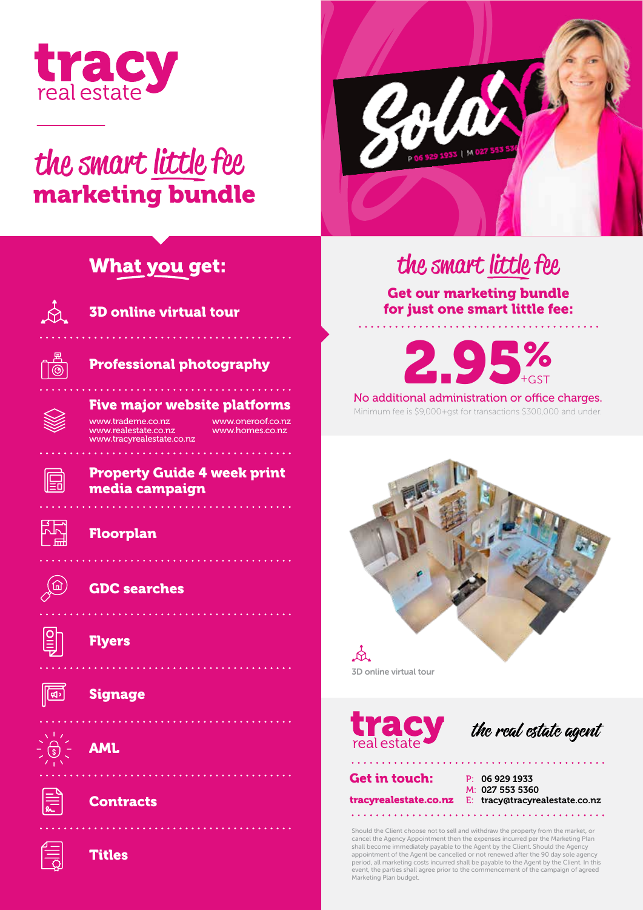# tracy
real estate

## *the smart little fee*
## marketing bundle

Sold

P 06 929 1933 | M 027 553 53

## What you get:

**3D online virtual tour**

**Professional photography**

**Five major website platforms**

www.trademe.co.nz
www.realestate.co.nz
www.tracyrealestate.co.nz
www.oneroof.co.nz
www.homes.co.nz

**Property Guide 4 week print media campaign**

**Floorplan**

**GDC searches**

**Flyers**

**Signage**

**AML**

**Contracts**

**Titles**

## *the smart little fee*

**Get our marketing bundle for just one smart little fee:**

# 2.95% +GST

No additional administration or office charges.

Minimum fee is $9,000+gst for transactions $300,000 and under.

3D online virtual tour

**tracy** real estate — *the real estate agent*

**Get in touch:**

**tracyrealestate.co.nz**

P: **06 929 1933**
M: **027 553 5360**
E: **tracy@tracyrealestate.co.nz**

Should the Client choose not to sell and withdraw the property from the market, or cancel the Agency Appointment then the expenses incurred per the Marketing Plan shall become immediately payable to the Agent by the Client. Should the Agency appointment of the Agent be cancelled or not renewed after the 90 day sole agency period, all marketing costs incurred shall be payable to the Agent by the Client. In this event, the parties shall agree prior to the commencement of the campaign of agreed Marketing Plan budget.